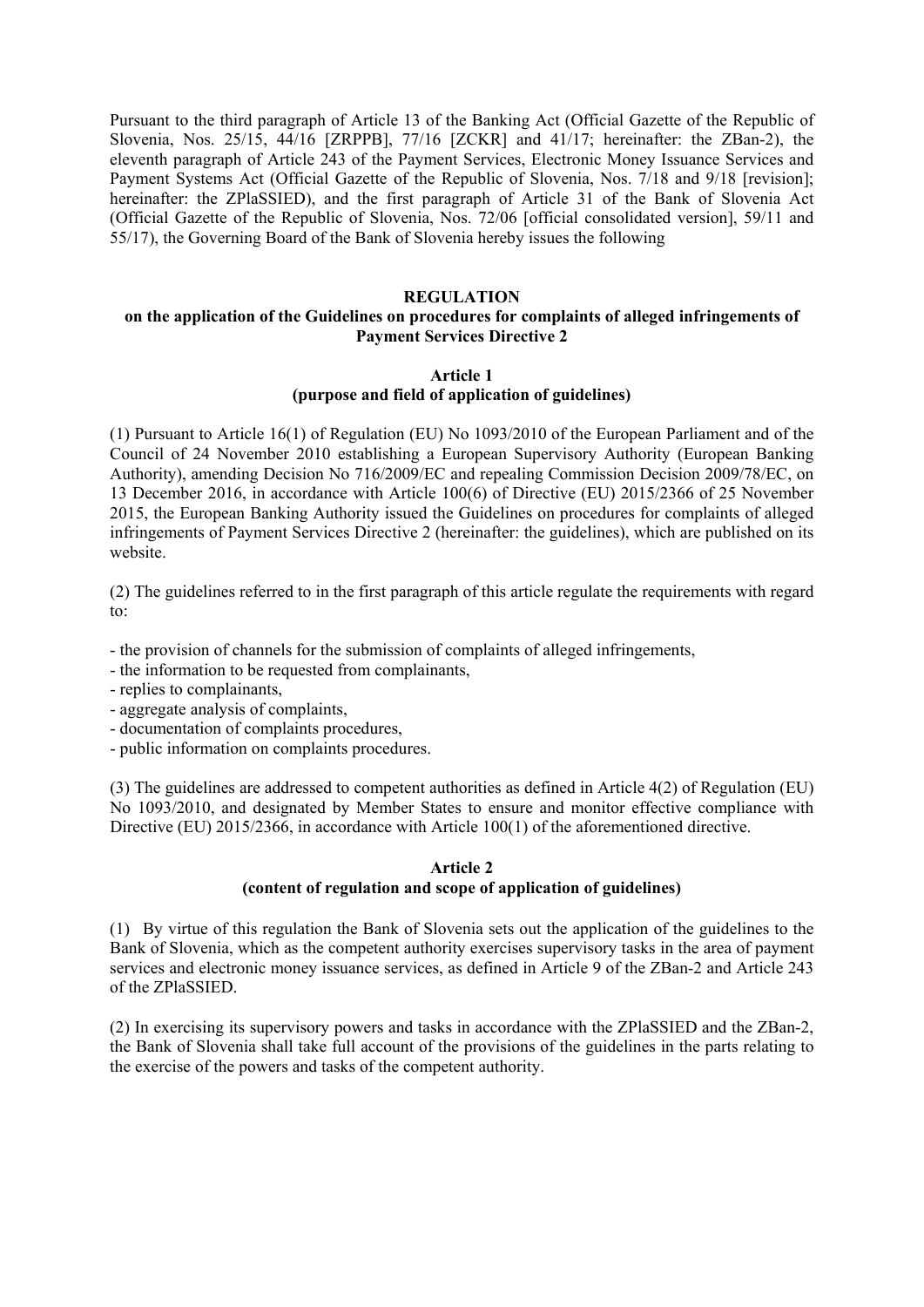Pursuant to the third paragraph of Article 13 of the Banking Act (Official Gazette of the Republic of Slovenia, Nos. 25/15, 44/16 [ZRPPB], 77/16 [ZCKR] and 41/17; hereinafter: the ZBan-2), the eleventh paragraph of Article 243 of the Payment Services, Electronic Money Issuance Services and Payment Systems Act (Official Gazette of the Republic of Slovenia, Nos. 7/18 and 9/18 [revision]; hereinafter: the ZPlaSSIED), and the first paragraph of Article 31 of the Bank of Slovenia Act (Official Gazette of the Republic of Slovenia, Nos. 72/06 [official consolidated version], 59/11 and 55/17), the Governing Board of the Bank of Slovenia hereby issues the following

# REGULATION
## on the application of the Guidelines on procedures for complaints of alleged infringements of Payment Services Directive 2

### Article 1
### (purpose and field of application of guidelines)

(1) Pursuant to Article 16(1) of Regulation (EU) No 1093/2010 of the European Parliament and of the Council of 24 November 2010 establishing a European Supervisory Authority (European Banking Authority), amending Decision No 716/2009/EC and repealing Commission Decision 2009/78/EC, on 13 December 2016, in accordance with Article 100(6) of Directive (EU) 2015/2366 of 25 November 2015, the European Banking Authority issued the Guidelines on procedures for complaints of alleged infringements of Payment Services Directive 2 (hereinafter: the guidelines), which are published on its website.

(2) The guidelines referred to in the first paragraph of this article regulate the requirements with regard to:

- the provision of channels for the submission of complaints of alleged infringements,
- the information to be requested from complainants,
- replies to complainants,
- aggregate analysis of complaints,
- documentation of complaints procedures,
- public information on complaints procedures.

(3) The guidelines are addressed to competent authorities as defined in Article 4(2) of Regulation (EU) No 1093/2010, and designated by Member States to ensure and monitor effective compliance with Directive (EU) 2015/2366, in accordance with Article 100(1) of the aforementioned directive.

### Article 2
### (content of regulation and scope of application of guidelines)

(1) By virtue of this regulation the Bank of Slovenia sets out the application of the guidelines to the Bank of Slovenia, which as the competent authority exercises supervisory tasks in the area of payment services and electronic money issuance services, as defined in Article 9 of the ZBan-2 and Article 243 of the ZPlaSSIED.

(2) In exercising its supervisory powers and tasks in accordance with the ZPlaSSIED and the ZBan-2, the Bank of Slovenia shall take full account of the provisions of the guidelines in the parts relating to the exercise of the powers and tasks of the competent authority.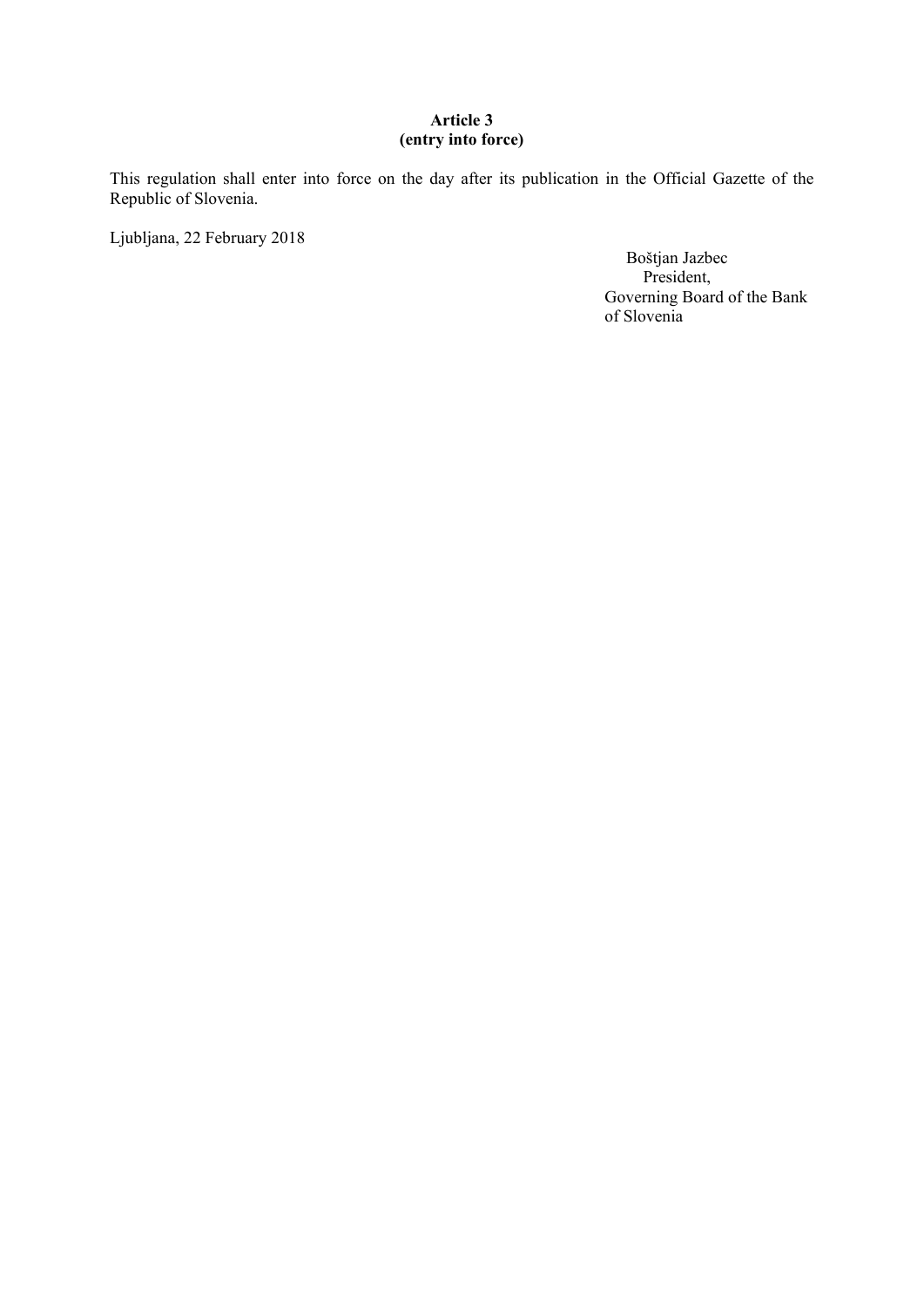**Article 3**
**(entry into force)**

This regulation shall enter into force on the day after its publication in the Official Gazette of the Republic of Slovenia.

Ljubljana, 22 February 2018

Boštjan Jazbec
President,
Governing Board of the Bank of Slovenia